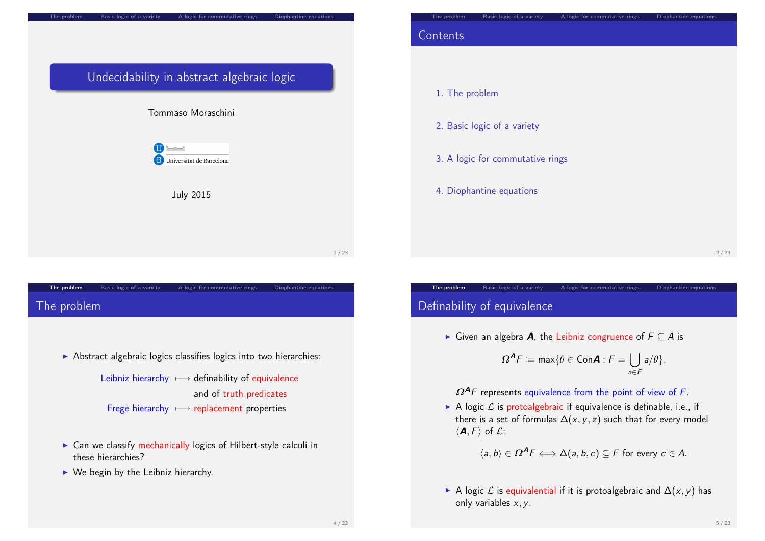# Undecidability in abstract algebraic logic

Tommaso Moraschini

Universitat de Barcelona

July 2015

## Contents

1. The problem
2. Basic logic of a variety
3. A logic for commutative rings
4. Diophantine equations

## The problem

- Abstract algebraic logics classifies logics into two hierarchies:

  Leibniz hierarchy $\longmapsto$ definability of equivalence and of truth predicates

  Frege hierarchy $\longmapsto$ replacement properties

- Can we classify mechanically logics of Hilbert-style calculi in these hierarchies?
- We begin by the Leibniz hierarchy.

## Definability of equivalence

- Given an algebra $\boldsymbol{A}$, the Leibniz congruence of $F \subseteq A$ is

$$\boldsymbol{\Omega}^{\boldsymbol{A}} F \coloneqq \max\{\theta \in \mathrm{Con}\boldsymbol{A} : F = \bigcup_{a \in F} a/\theta\}.$$

  $\boldsymbol{\Omega}^{\boldsymbol{A}} F$ represents equivalence from the point of view of $F$.

- A logic $\mathcal{L}$ is protoalgebraic if equivalence is definable, i.e., if there is a set of formulas $\Delta(x, y, \overline{z})$ such that for every model $\langle \boldsymbol{A}, F \rangle$ of $\mathcal{L}$:

$$\langle a, b \rangle \in \boldsymbol{\Omega}^{\boldsymbol{A}} F \Longleftrightarrow \Delta(a, b, \overline{c}) \subseteq F \text{ for every } \overline{c} \in A.$$

- A logic $\mathcal{L}$ is equivalential if it is protoalgebraic and $\Delta(x, y)$ has only variables $x, y$.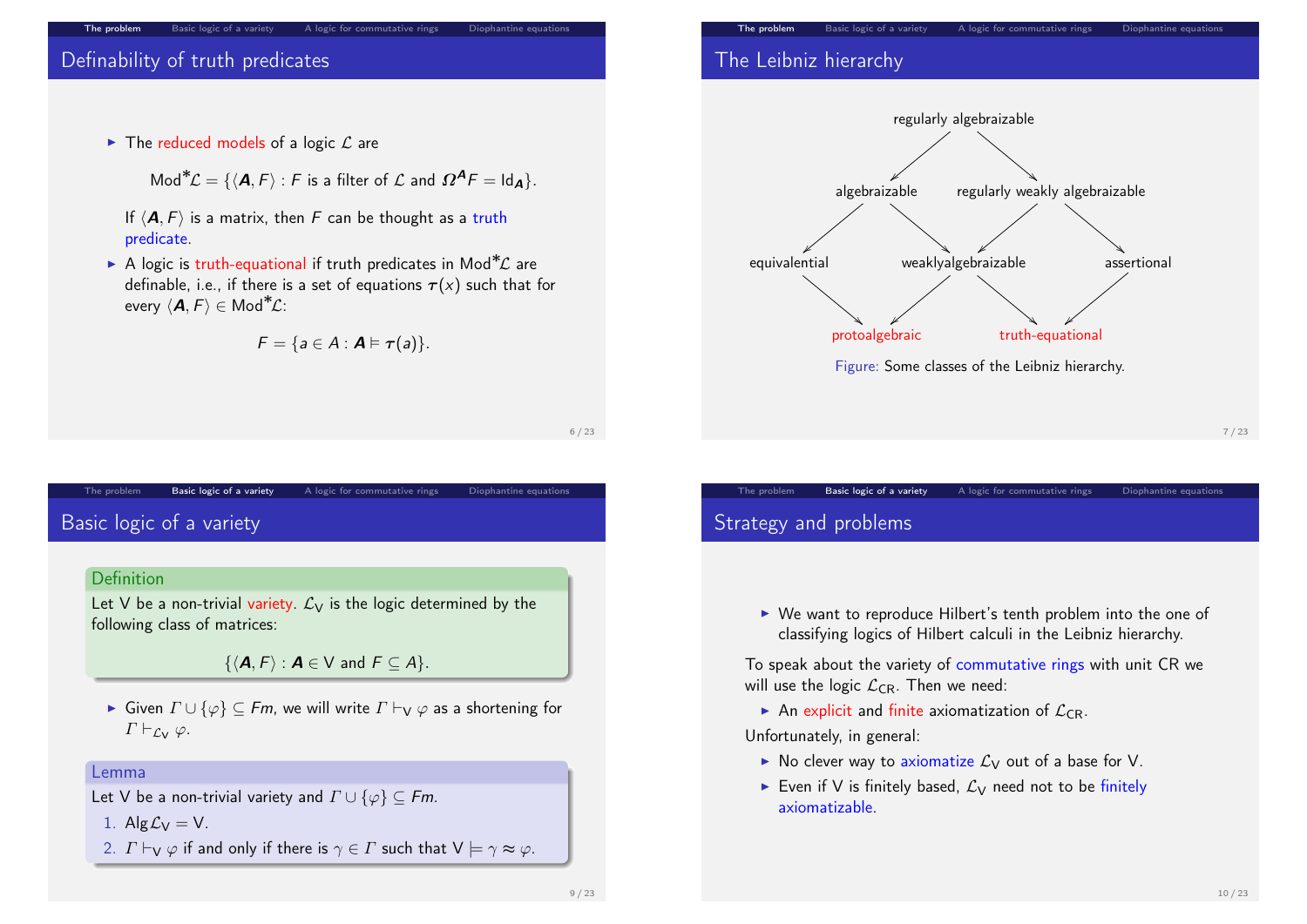## Definability of truth predicates

- The reduced models of a logic $\mathcal{L}$ are

$$\text{Mod}^*\mathcal{L} = \{\langle \boldsymbol{A}, F\rangle : F \text{ is a filter of } \mathcal{L} \text{ and } \boldsymbol{\Omega}^{\boldsymbol{A}}F = \text{Id}_{\boldsymbol{A}}\}.$$

If $\langle \boldsymbol{A}, F\rangle$ is a matrix, then $F$ can be thought as a truth predicate.

- A logic is truth-equational if truth predicates in $\text{Mod}^*\mathcal{L}$ are definable, i.e., if there is a set of equations $\boldsymbol{\tau}(x)$ such that for every $\langle \boldsymbol{A}, F\rangle \in \text{Mod}^*\mathcal{L}$:

$$F = \{a \in A : \boldsymbol{A} \vDash \boldsymbol{\tau}(a)\}.$$

## The Leibniz hierarchy

- regularly algebraizable → algebraizable, regularly weakly algebraizable
- algebraizable → equivalential, weaklyalgebraizable
- regularly weakly algebraizable → weaklyalgebraizable, assertional
- equivalential → protoalgebraic
- weaklyalgebraizable → protoalgebraic, truth-equational
- assertional → truth-equational

Figure: Some classes of the Leibniz hierarchy.

## Basic logic of a variety

**Definition**

Let V be a non-trivial variety. $\mathcal{L}_{\mathsf{V}}$ is the logic determined by the following class of matrices:

$$\{\langle \boldsymbol{A}, F\rangle : \boldsymbol{A} \in \mathsf{V} \text{ and } F \subseteq A\}.$$

- Given $\Gamma \cup \{\varphi\} \subseteq Fm$, we will write $\Gamma \vdash_{\mathsf{V}} \varphi$ as a shortening for $\Gamma \vdash_{\mathcal{L}_{\mathsf{V}}} \varphi$.

**Lemma**

Let V be a non-trivial variety and $\Gamma \cup \{\varphi\} \subseteq Fm$.

1. $\text{Alg}\mathcal{L}_{\mathsf{V}} = \mathsf{V}$.
2. $\Gamma \vdash_{\mathsf{V}} \varphi$ if and only if there is $\gamma \in \Gamma$ such that $\mathsf{V} \vDash \gamma \approx \varphi$.

## Strategy and problems

- We want to reproduce Hilbert's tenth problem into the one of classifying logics of Hilbert calculi in the Leibniz hierarchy.

To speak about the variety of commutative rings with unit CR we will use the logic $\mathcal{L}_{\mathsf{CR}}$. Then we need:

- An explicit and finite axiomatization of $\mathcal{L}_{\mathsf{CR}}$.

Unfortunately, in general:

- No clever way to axiomatize $\mathcal{L}_{\mathsf{V}}$ out of a base for V.
- Even if V is finitely based, $\mathcal{L}_{\mathsf{V}}$ need not to be finitely axiomatizable.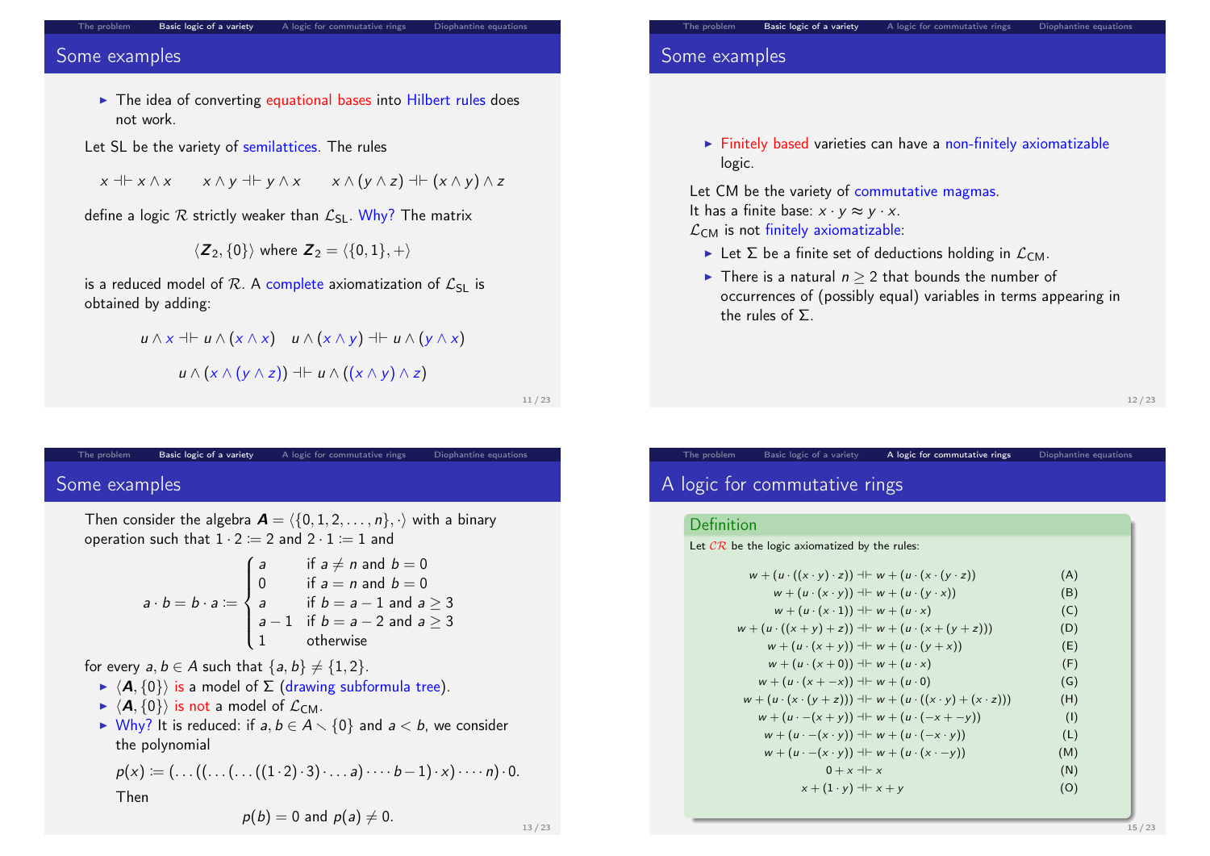## Some examples

- The idea of converting equational bases into Hilbert rules does not work.

Let SL be the variety of semilattices. The rules

$$x \dashv\vdash x \wedge x \qquad x \wedge y \dashv\vdash y \wedge x \qquad x \wedge (y \wedge z) \dashv\vdash (x \wedge y) \wedge z$$

define a logic $\mathcal{R}$ strictly weaker than $\mathcal{L}_{\mathsf{SL}}$. Why? The matrix

$$\langle \boldsymbol{Z}_2, \{0\}\rangle \text{ where } \boldsymbol{Z}_2 = \langle \{0,1\}, +\rangle$$

is a reduced model of $\mathcal{R}$. A complete axiomatization of $\mathcal{L}_{\mathsf{SL}}$ is obtained by adding:

$$u \wedge x \dashv\vdash u \wedge (x \wedge x) \quad u \wedge (x \wedge y) \dashv\vdash u \wedge (y \wedge x)$$

$$u \wedge (x \wedge (y \wedge z)) \dashv\vdash u \wedge ((x \wedge y) \wedge z)$$

## Some examples

- Finitely based varieties can have a non-finitely axiomatizable logic.

Let CM be the variety of commutative magmas.
It has a finite base: $x \cdot y \approx y \cdot x$.
$\mathcal{L}_{\mathsf{CM}}$ is not finitely axiomatizable:

- Let $\Sigma$ be a finite set of deductions holding in $\mathcal{L}_{\mathsf{CM}}$.
- There is a natural $n \geq 2$ that bounds the number of occurrences of (possibly equal) variables in terms appearing in the rules of $\Sigma$.

## Some examples

Then consider the algebra $\boldsymbol{A} = \langle \{0,1,2,\dots,n\}, \cdot\rangle$ with a binary operation such that $1 \cdot 2 := 2$ and $2 \cdot 1 := 1$ and

$$a \cdot b = b \cdot a := \begin{cases} a & \text{if } a \neq n \text{ and } b = 0 \\ 0 & \text{if } a = n \text{ and } b = 0 \\ a & \text{if } b = a-1 \text{ and } a \geq 3 \\ a-1 & \text{if } b = a-2 \text{ and } a \geq 3 \\ 1 & \text{otherwise} \end{cases}$$

for every $a, b \in A$ such that $\{a,b\} \neq \{1,2\}$.

- $\langle \boldsymbol{A}, \{0\}\rangle$ is a model of $\Sigma$ (drawing subformula tree).
- $\langle \boldsymbol{A}, \{0\}\rangle$ is not a model of $\mathcal{L}_{\mathsf{CM}}$.
- Why? It is reduced: if $a, b \in A \smallsetminus \{0\}$ and $a < b$, we consider the polynomial

  $$p(x) := (\dots((\dots(\dots((1 \cdot 2) \cdot 3) \cdot \dots a) \cdot \dots \cdot b-1) \cdot x) \cdot \dots \cdot n) \cdot 0.$$

  Then

  $$p(b) = 0 \text{ and } p(a) \neq 0.$$

## A logic for commutative rings

**Definition**

Let $\mathcal{CR}$ be the logic axiomatized by the rules:

$$\begin{array}{lr}
w + (u \cdot ((x \cdot y) \cdot z)) \dashv\vdash w + (u \cdot (x \cdot (y \cdot z))) & \text{(A)} \\
w + (u \cdot (x \cdot y)) \dashv\vdash w + (u \cdot (y \cdot x)) & \text{(B)} \\
w + (u \cdot (x \cdot 1)) \dashv\vdash w + (u \cdot x) & \text{(C)} \\
w + (u \cdot ((x + y) + z)) \dashv\vdash w + (u \cdot (x + (y + z))) & \text{(D)} \\
w + (u \cdot (x + y)) \dashv\vdash w + (u \cdot (y + x)) & \text{(E)} \\
w + (u \cdot (x + 0)) \dashv\vdash w + (u \cdot x) & \text{(F)} \\
w + (u \cdot (x + -x)) \dashv\vdash w + (u \cdot 0) & \text{(G)} \\
w + (u \cdot (x \cdot (y + z))) \dashv\vdash w + (u \cdot ((x \cdot y) + (x \cdot z))) & \text{(H)} \\
w + (u \cdot -(x + y)) \dashv\vdash w + (u \cdot (-x + -y)) & \text{(I)} \\
w + (u \cdot -(x \cdot y)) \dashv\vdash w + (u \cdot (-x \cdot y)) & \text{(L)} \\
w + (u \cdot -(x \cdot y)) \dashv\vdash w + (u \cdot (x \cdot -y)) & \text{(M)} \\
0 + x \dashv\vdash x & \text{(N)} \\
x + (1 \cdot y) \dashv\vdash x + y & \text{(O)}
\end{array}$$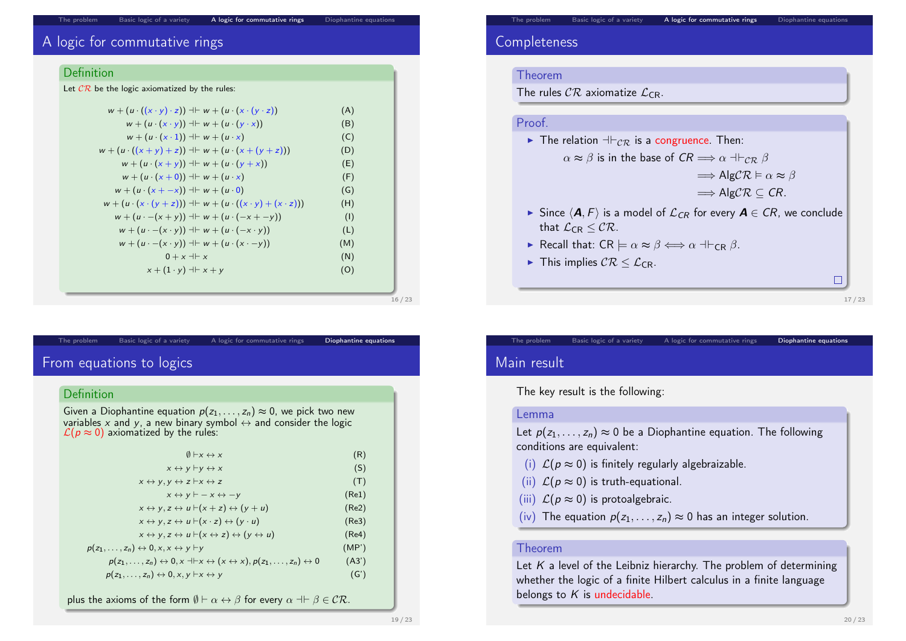## A logic for commutative rings

**Definition**

Let $\mathcal{CR}$ be the logic axiomatized by the rules:

$$w + (u \cdot ((x \cdot y) \cdot z)) \dashv\vdash w + (u \cdot (x \cdot (y \cdot z))) \quad \text{(A)}$$
$$w + (u \cdot (x \cdot y)) \dashv\vdash w + (u \cdot (y \cdot x)) \quad \text{(B)}$$
$$w + (u \cdot (x \cdot 1)) \dashv\vdash w + (u \cdot x) \quad \text{(C)}$$
$$w + (u \cdot ((x + y) + z)) \dashv\vdash w + (u \cdot (x + (y + z))) \quad \text{(D)}$$
$$w + (u \cdot (x + y)) \dashv\vdash w + (u \cdot (y + x)) \quad \text{(E)}$$
$$w + (u \cdot (x + 0)) \dashv\vdash w + (u \cdot x) \quad \text{(F)}$$
$$w + (u \cdot (x + -x)) \dashv\vdash w + (u \cdot 0) \quad \text{(G)}$$
$$w + (u \cdot (x \cdot (y + z))) \dashv\vdash w + (u \cdot ((x \cdot y) + (x \cdot z))) \quad \text{(H)}$$
$$w + (u \cdot -(x + y)) \dashv\vdash w + (u \cdot (-x + -y)) \quad \text{(I)}$$
$$w + (u \cdot -(x \cdot y)) \dashv\vdash w + (u \cdot (-x \cdot y)) \quad \text{(L)}$$
$$w + (u \cdot -(x \cdot y)) \dashv\vdash w + (u \cdot (x \cdot -y)) \quad \text{(M)}$$
$$0 + x \dashv\vdash x \quad \text{(N)}$$
$$x + (1 \cdot y) \dashv\vdash x + y \quad \text{(O)}$$

## Completeness

**Theorem**

The rules $\mathcal{CR}$ axiomatize $\mathcal{L}_{\mathrm{CR}}$.

**Proof.**

- The relation $\dashv\vdash_{\mathcal{CR}}$ is a congruence. Then:

$$\alpha \approx \beta \text{ is in the base of } CR \Longrightarrow \alpha \dashv\vdash_{\mathcal{CR}} \beta$$
$$\Longrightarrow \mathrm{Alg}\mathcal{CR} \vDash \alpha \approx \beta$$
$$\Longrightarrow \mathrm{Alg}\mathcal{CR} \subseteq CR.$$

- Since $\langle \boldsymbol{A}, F\rangle$ is a model of $\mathcal{L}_{CR}$ for every $\boldsymbol{A} \in CR$, we conclude that $\mathcal{L}_{\mathrm{CR}} \leq \mathcal{CR}$.
- Recall that: $\mathrm{CR} \vDash \alpha \approx \beta \Longleftrightarrow \alpha \dashv\vdash_{\mathrm{CR}} \beta$.
- This implies $\mathcal{CR} \leq \mathcal{L}_{\mathrm{CR}}$.

□

## From equations to logics

**Definition**

Given a Diophantine equation $p(z_1, \ldots, z_n) \approx 0$, we pick two new variables $x$ and $y$, a new binary symbol $\leftrightarrow$ and consider the logic $\mathcal{L}(p \approx 0)$ axiomatized by the rules:

$$\emptyset \vdash x \leftrightarrow x \quad \text{(R)}$$
$$x \leftrightarrow y \vdash y \leftrightarrow x \quad \text{(S)}$$
$$x \leftrightarrow y, y \leftrightarrow z \vdash x \leftrightarrow z \quad \text{(T)}$$
$$x \leftrightarrow y \vdash -x \leftrightarrow -y \quad \text{(Re1)}$$
$$x \leftrightarrow y, z \leftrightarrow u \vdash (x + z) \leftrightarrow (y + u) \quad \text{(Re2)}$$
$$x \leftrightarrow y, z \leftrightarrow u \vdash (x \cdot z) \leftrightarrow (y \cdot u) \quad \text{(Re3)}$$
$$x \leftrightarrow y, z \leftrightarrow u \vdash (x \leftrightarrow z) \leftrightarrow (y \leftrightarrow u) \quad \text{(Re4)}$$
$$p(z_1, \ldots, z_n) \leftrightarrow 0, x, x \leftrightarrow y \vdash y \quad \text{(MP')}$$
$$p(z_1, \ldots, z_n) \leftrightarrow 0, x \dashv\vdash x \leftrightarrow (x \leftrightarrow x), p(z_1, \ldots, z_n) \leftrightarrow 0 \quad \text{(A3')}$$
$$p(z_1, \ldots, z_n) \leftrightarrow 0, x, y \vdash x \leftrightarrow y \quad \text{(G')}$$

plus the axioms of the form $\emptyset \vdash \alpha \leftrightarrow \beta$ for every $\alpha \dashv\vdash \beta \in \mathcal{CR}$.

## Main result

The key result is the following:

**Lemma**

Let $p(z_1, \ldots, z_n) \approx 0$ be a Diophantine equation. The following conditions are equivalent:

(i) $\mathcal{L}(p \approx 0)$ is finitely regularly algebraizable.

(ii) $\mathcal{L}(p \approx 0)$ is truth-equational.

(iii) $\mathcal{L}(p \approx 0)$ is protoalgebraic.

(iv) The equation $p(z_1, \ldots, z_n) \approx 0$ has an integer solution.

**Theorem**

Let $K$ a level of the Leibniz hierarchy. The problem of determining whether the logic of a finite Hilbert calculus in a finite language belongs to $K$ is undecidable.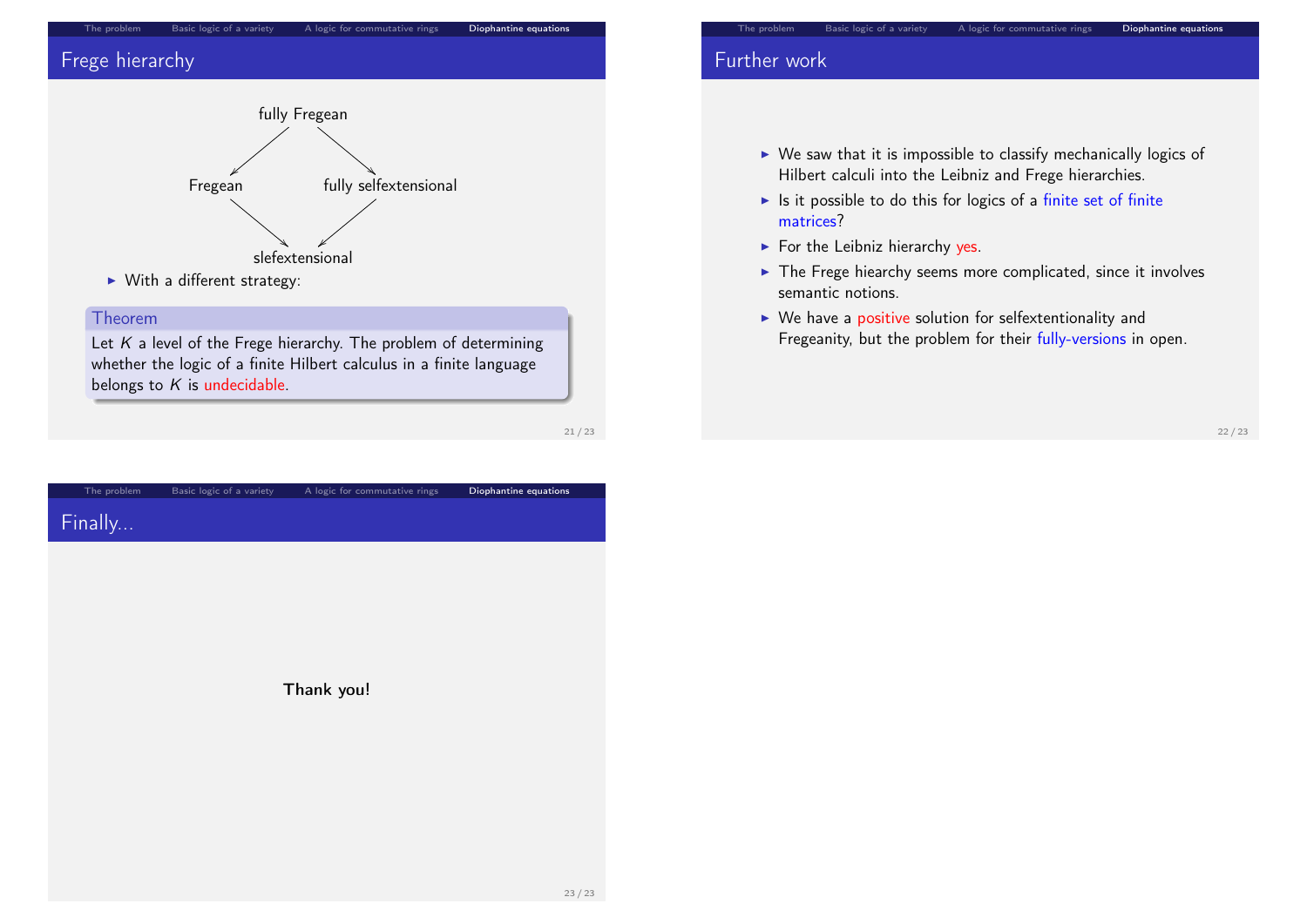## Frege hierarchy

fully Fregean

Fregean

fully selfextensional

slefextensional

- With a different strategy:

**Theorem**

Let $K$ a level of the Frege hierarchy. The problem of determining whether the logic of a finite Hilbert calculus in a finite language belongs to $K$ is undecidable.

## Further work

- We saw that it is impossible to classify mechanically logics of Hilbert calculi into the Leibniz and Frege hierarchies.
- Is it possible to do this for logics of a finite set of finite matrices?
- For the Leibniz hierarchy yes.
- The Frege hiearchy seems more complicated, since it involves semantic notions.
- We have a positive solution for selfextentionality and Fregeanity, but the problem for their fully-versions in open.

## Finally...

**Thank you!**